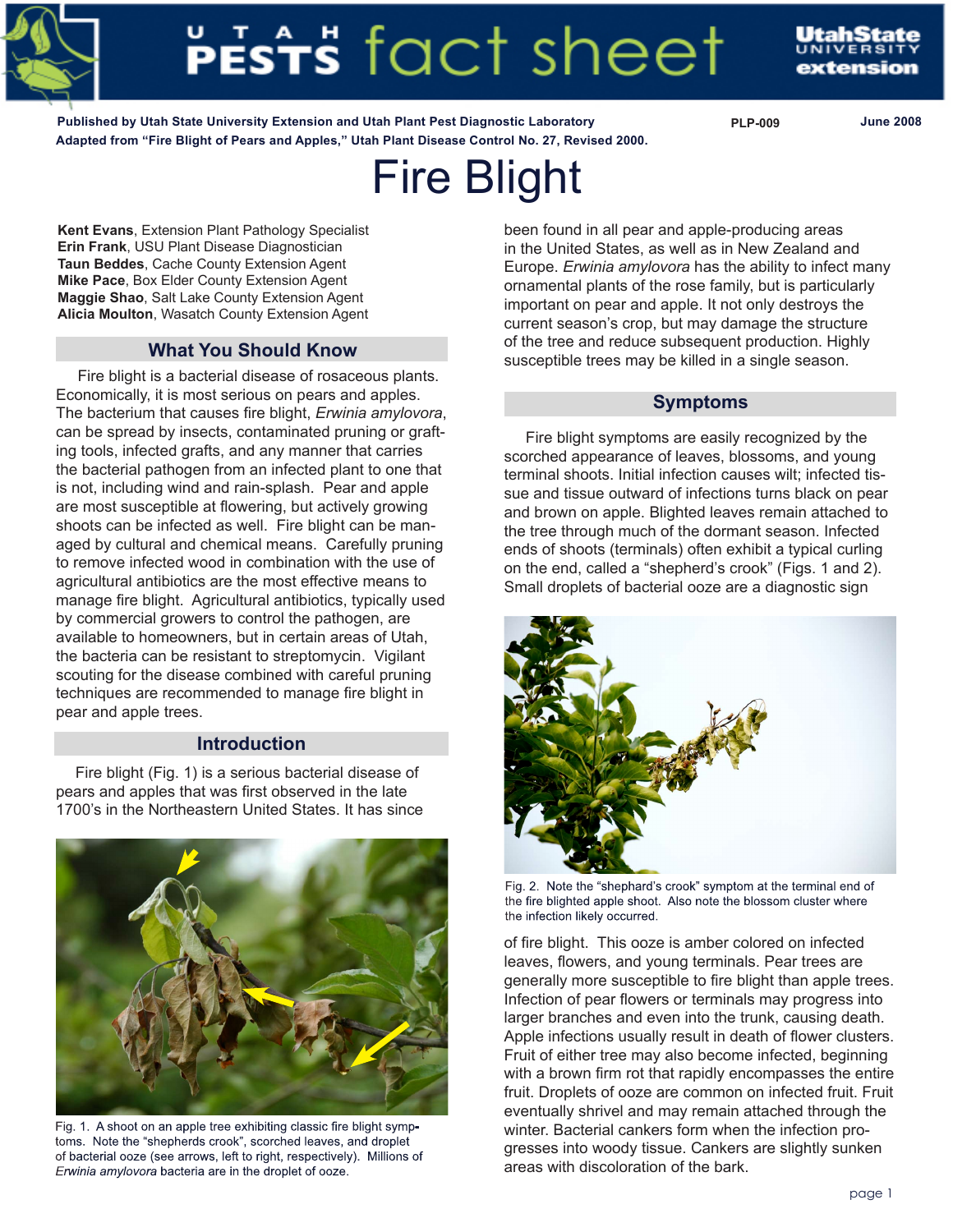Published by Utah State University Extension and Utah Plant Pest Diagnostic Laboratory
Adapted from "Fire Blight of Pears and Apples," Utah Plant Disease Control No. 27, Revised 2000.

PLP-009 June 2008

# Fire Blight

**Kent Evans**, Extension Plant Pathology Specialist
**Erin Frank**, USU Plant Disease Diagnostician
**Taun Beddes**, Cache County Extension Agent
**Mike Pace**, Box Elder County Extension Agent
**Maggie Shao**, Salt Lake County Extension Agent
**Alicia Moulton**, Wasatch County Extension Agent

## What You Should Know

Fire blight is a bacterial disease of rosaceous plants. Economically, it is most serious on pears and apples. The bacterium that causes fire blight, *Erwinia amylovora*, can be spread by insects, contaminated pruning or grafting tools, infected grafts, and any manner that carries the bacterial pathogen from an infected plant to one that is not, including wind and rain-splash. Pear and apple are most susceptible at flowering, but actively growing shoots can be infected as well. Fire blight can be managed by cultural and chemical means. Carefully pruning to remove infected wood in combination with the use of agricultural antibiotics are the most effective means to manage fire blight. Agricultural antibiotics, typically used by commercial growers to control the pathogen, are available to homeowners, but in certain areas of Utah, the bacteria can be resistant to streptomycin. Vigilant scouting for the disease combined with careful pruning techniques are recommended to manage fire blight in pear and apple trees.

## Introduction

Fire blight (Fig. 1) is a serious bacterial disease of pears and apples that was first observed in the late 1700's in the Northeastern United States. It has since been found in all pear and apple-producing areas in the United States, as well as in New Zealand and Europe. *Erwinia amylovora* has the ability to infect many ornamental plants of the rose family, but is particularly important on pear and apple. It not only destroys the current season's crop, but may damage the structure of the tree and reduce subsequent production. Highly susceptible trees may be killed in a single season.

Fig. 1. A shoot on an apple tree exhibiting classic fire blight symptoms. Note the "shepherds crook", scorched leaves, and droplet of bacterial ooze (see arrows, left to right, respectively). Millions of *Erwinia amylovora* bacteria are in the droplet of ooze.

## Symptoms

Fire blight symptoms are easily recognized by the scorched appearance of leaves, blossoms, and young terminal shoots. Initial infection causes wilt; infected tissue and tissue outward of infections turns black on pear and brown on apple. Blighted leaves remain attached to the tree through much of the dormant season. Infected ends of shoots (terminals) often exhibit a typical curling on the end, called a "shepherd's crook" (Figs. 1 and 2). Small droplets of bacterial ooze are a diagnostic sign of fire blight. This ooze is amber colored on infected leaves, flowers, and young terminals. Pear trees are generally more susceptible to fire blight than apple trees. Infection of pear flowers or terminals may progress into larger branches and even into the trunk, causing death. Apple infections usually result in death of flower clusters. Fruit of either tree may also become infected, beginning with a brown firm rot that rapidly encompasses the entire fruit. Droplets of ooze are common on infected fruit. Fruit eventually shrivel and may remain attached through the winter. Bacterial cankers form when the infection progresses into woody tissue. Cankers are slightly sunken areas with discoloration of the bark.

Fig. 2. Note the "shephard's crook" symptom at the terminal end of the fire blighted apple shoot. Also note the blossom cluster where the infection likely occurred.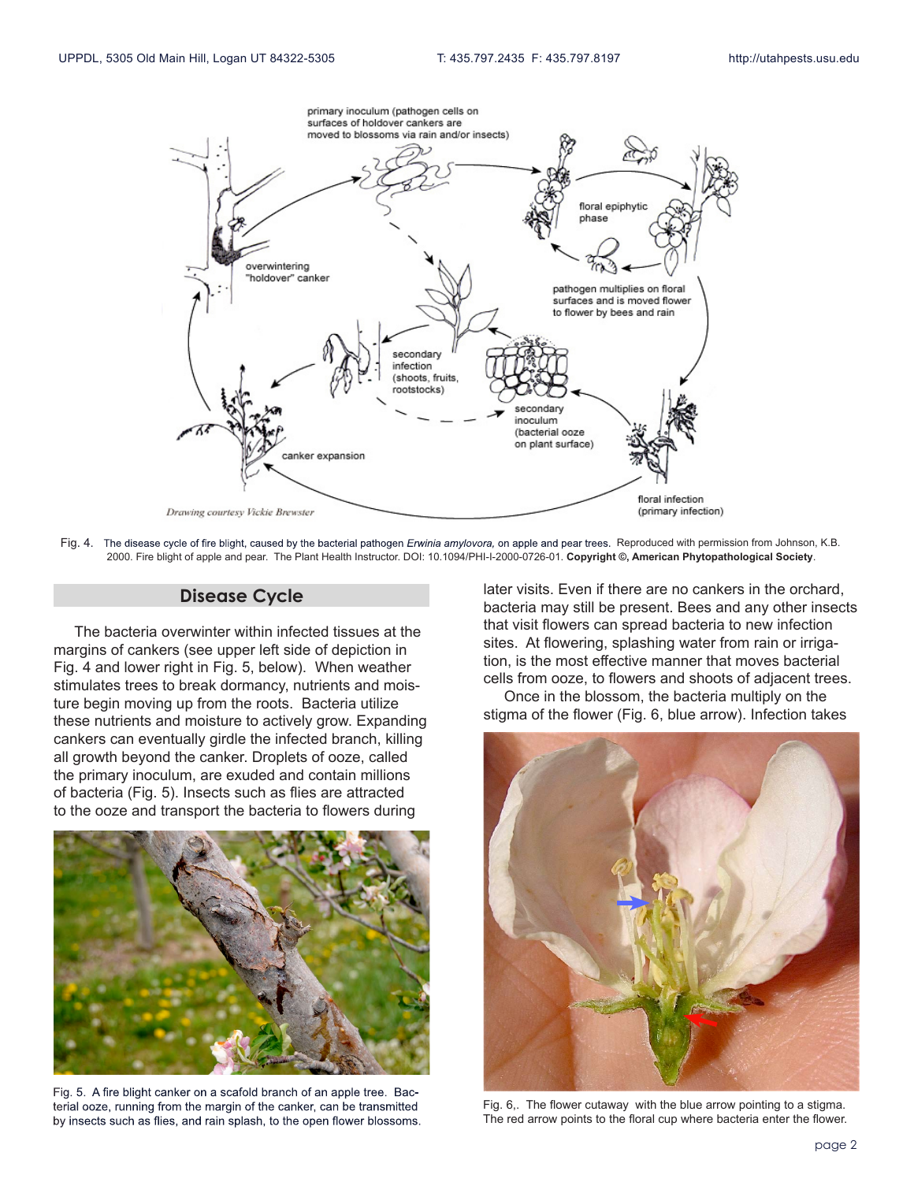Fig. 4. The disease cycle of fire blight, caused by the bacterial pathogen *Erwinia amylovora,* on apple and pear trees. Reproduced with permission from Johnson, K.B. 2000. Fire blight of apple and pear. The Plant Health Instructor. DOI: 10.1094/PHI-I-2000-0726-01. **Copyright ©, American Phytopathological Society**.

## Disease Cycle

The bacteria overwinter within infected tissues at the margins of cankers (see upper left side of depiction in Fig. 4 and lower right in Fig. 5, below). When weather stimulates trees to break dormancy, nutrients and moisture begin moving up from the roots. Bacteria utilize these nutrients and moisture to actively grow. Expanding cankers can eventually girdle the infected branch, killing all growth beyond the canker. Droplets of ooze, called the primary inoculum, are exuded and contain millions of bacteria (Fig. 5). Insects such as flies are attracted to the ooze and transport the bacteria to flowers during later visits. Even if there are no cankers in the orchard, bacteria may still be present. Bees and any other insects that visit flowers can spread bacteria to new infection sites. At flowering, splashing water from rain or irrigation, is the most effective manner that moves bacterial cells from ooze, to flowers and shoots of adjacent trees.

Fig. 5. A fire blight canker on a scafold branch of an apple tree. Bacterial ooze, running from the margin of the canker, can be transmitted by insects such as flies, and rain splash, to the open flower blossoms.

Once in the blossom, the bacteria multiply on the stigma of the flower (Fig. 6, blue arrow). Infection takes

Fig. 6,. The flower cutaway with the blue arrow pointing to a stigma. The red arrow points to the floral cup where bacteria enter the flower.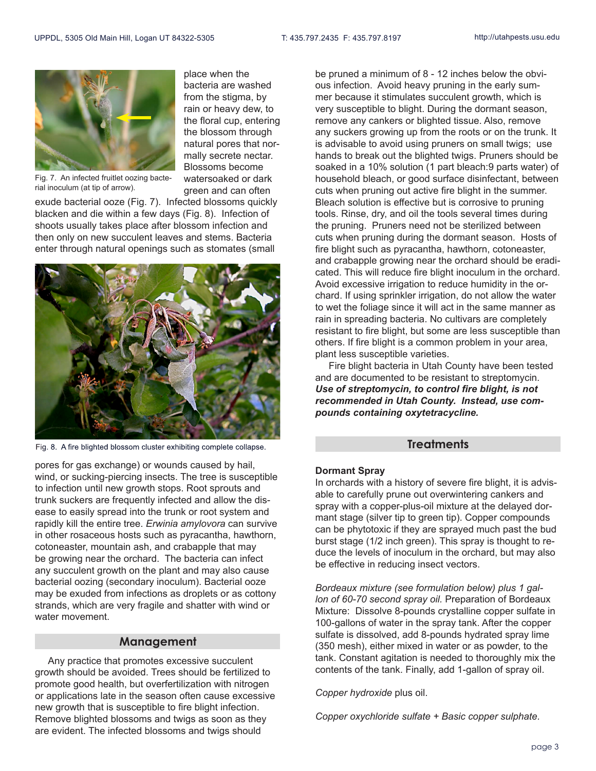place when the bacteria are washed from the stigma, by rain or heavy dew, to the floral cup, entering the blossom through natural pores that normally secrete nectar. Blossoms become watersoaked or dark green and can often exude bacterial ooze (Fig. 7). Infected blossoms quickly blacken and die within a few days (Fig. 8). Infection of shoots usually takes place after blossom infection and then only on new succulent leaves and stems. Bacteria enter through natural openings such as stomates (small pores for gas exchange) or wounds caused by hail, wind, or sucking-piercing insects. The tree is susceptible to infection until new growth stops. Root sprouts and trunk suckers are frequently infected and allow the disease to easily spread into the trunk or root system and rapidly kill the entire tree. *Erwinia amylovora* can survive in other rosaceous hosts such as pyracantha, hawthorn, cotoneaster, mountain ash, and crabapple that may be growing near the orchard. The bacteria can infect any succulent growth on the plant and may also cause bacterial oozing (secondary inoculum). Bacterial ooze may be exuded from infections as droplets or as cottony strands, which are very fragile and shatter with wind or water movement.

Fig. 7. An infected fruitlet oozing bacterial inoculum (at tip of arrow).

Fig. 8. A fire blighted blossom cluster exhibiting complete collapse.

## Management

Any practice that promotes excessive succulent growth should be avoided. Trees should be fertilized to promote good health, but overfertilization with nitrogen or applications late in the season often cause excessive new growth that is susceptible to fire blight infection. Remove blighted blossoms and twigs as soon as they are evident. The infected blossoms and twigs should be pruned a minimum of 8 - 12 inches below the obvious infection. Avoid heavy pruning in the early summer because it stimulates succulent growth, which is very susceptible to blight. During the dormant season, remove any cankers or blighted tissue. Also, remove any suckers growing up from the roots or on the trunk. It is advisable to avoid using pruners on small twigs; use hands to break out the blighted twigs. Pruners should be soaked in a 10% solution (1 part bleach:9 parts water) of household bleach, or good surface disinfectant, between cuts when pruning out active fire blight in the summer. Bleach solution is effective but is corrosive to pruning tools. Rinse, dry, and oil the tools several times during the pruning. Pruners need not be sterilized between cuts when pruning during the dormant season. Hosts of fire blight such as pyracantha, hawthorn, cotoneaster, and crabapple growing near the orchard should be eradicated. This will reduce fire blight inoculum in the orchard. Avoid excessive irrigation to reduce humidity in the orchard. If using sprinkler irrigation, do not allow the water to wet the foliage since it will act in the same manner as rain in spreading bacteria. No cultivars are completely resistant to fire blight, but some are less susceptible than others. If fire blight is a common problem in your area, plant less susceptible varieties.

Fire blight bacteria in Utah County have been tested and are documented to be resistant to streptomycin. ***Use of streptomycin, to control fire blight, is not recommended in Utah County. Instead, use compounds containing oxytetracycline.***

## Treatments

**Dormant Spray**

In orchards with a history of severe fire blight, it is advisable to carefully prune out overwintering cankers and spray with a copper-plus-oil mixture at the delayed dormant stage (silver tip to green tip). Copper compounds can be phytotoxic if they are sprayed much past the bud burst stage (1/2 inch green). This spray is thought to reduce the levels of inoculum in the orchard, but may also be effective in reducing insect vectors.

*Bordeaux mixture (see formulation below) plus 1 gallon of 60-70 second spray oil.* Preparation of Bordeaux Mixture: Dissolve 8-pounds crystalline copper sulfate in 100-gallons of water in the spray tank. After the copper sulfate is dissolved, add 8-pounds hydrated spray lime (350 mesh), either mixed in water or as powder, to the tank. Constant agitation is needed to thoroughly mix the contents of the tank. Finally, add 1-gallon of spray oil.

*Copper hydroxide* plus oil.

*Copper oxychloride sulfate + Basic copper sulphate.*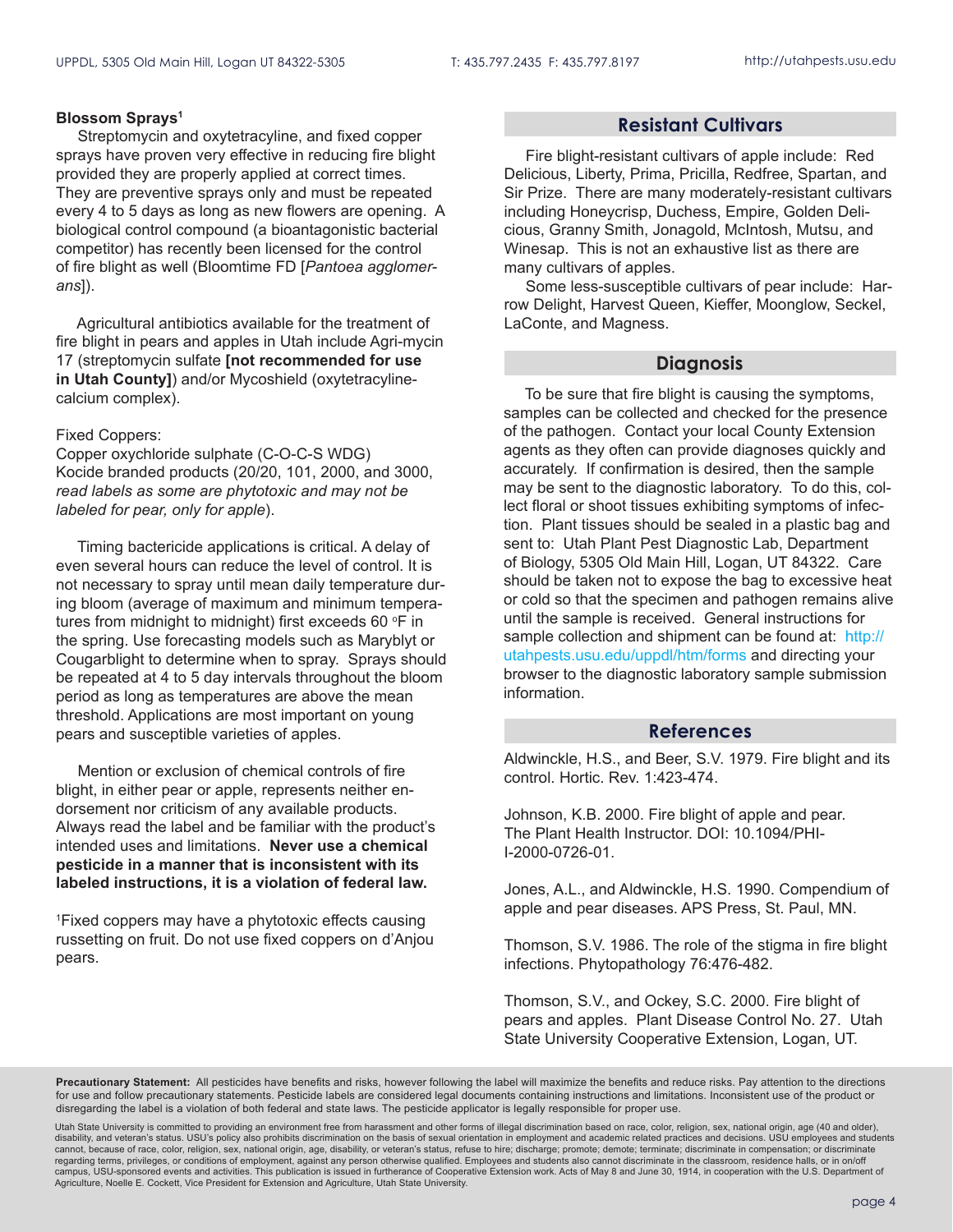### Blossom Sprays[1]

Streptomycin and oxytetracyline, and fixed copper sprays have proven very effective in reducing fire blight provided they are properly applied at correct times. They are preventive sprays only and must be repeated every 4 to 5 days as long as new flowers are opening. A biological control compound (a bioantagonistic bacterial competitor) has recently been licensed for the control of fire blight as well (Bloomtime FD [*Pantoea agglomerans*]).

Agricultural antibiotics available for the treatment of fire blight in pears and apples in Utah include Agri-mycin 17 (streptomycin sulfate **[not recommended for use in Utah County]**) and/or Mycoshield (oxytetracyline-calcium complex).

Fixed Coppers:
Copper oxychloride sulphate (C-O-C-S WDG)
Kocide branded products (20/20, 101, 2000, and 3000, *read labels as some are phytotoxic and may not be labeled for pear, only for apple*).

Timing bactericide applications is critical. A delay of even several hours can reduce the level of control. It is not necessary to spray until mean daily temperature during bloom (average of maximum and minimum temperatures from midnight to midnight) first exceeds 60 °F in the spring. Use forecasting models such as Maryblyt or Cougarblight to determine when to spray. Sprays should be repeated at 4 to 5 day intervals throughout the bloom period as long as temperatures are above the mean threshold. Applications are most important on young pears and susceptible varieties of apples.

Mention or exclusion of chemical controls of fire blight, in either pear or apple, represents neither endorsement nor criticism of any available products. Always read the label and be familiar with the product's intended uses and limitations. **Never use a chemical pesticide in a manner that is inconsistent with its labeled instructions, it is a violation of federal law.**

[1]Fixed coppers may have a phytotoxic effects causing russetting on fruit. Do not use fixed coppers on d'Anjou pears.

## Resistant Cultivars

Fire blight-resistant cultivars of apple include: Red Delicious, Liberty, Prima, Pricilla, Redfree, Spartan, and Sir Prize. There are many moderately-resistant cultivars including Honeycrisp, Duchess, Empire, Golden Delicious, Granny Smith, Jonagold, McIntosh, Mutsu, and Winesap. This is not an exhaustive list as there are many cultivars of apples.

Some less-susceptible cultivars of pear include: Harrow Delight, Harvest Queen, Kieffer, Moonglow, Seckel, LaConte, and Magness.

## Diagnosis

To be sure that fire blight is causing the symptoms, samples can be collected and checked for the presence of the pathogen. Contact your local County Extension agents as they often can provide diagnoses quickly and accurately. If confirmation is desired, then the sample may be sent to the diagnostic laboratory. To do this, collect floral or shoot tissues exhibiting symptoms of infection. Plant tissues should be sealed in a plastic bag and sent to: Utah Plant Pest Diagnostic Lab, Department of Biology, 5305 Old Main Hill, Logan, UT 84322. Care should be taken not to expose the bag to excessive heat or cold so that the specimen and pathogen remains alive until the sample is received. General instructions for sample collection and shipment can be found at: http://utahpests.usu.edu/uppdl/htm/forms and directing your browser to the diagnostic laboratory sample submission information.

## References

Aldwinckle, H.S., and Beer, S.V. 1979. Fire blight and its control. Hortic. Rev. 1:423-474.

Johnson, K.B. 2000. Fire blight of apple and pear. The Plant Health Instructor. DOI: 10.1094/PHI-I-2000-0726-01.

Jones, A.L., and Aldwinckle, H.S. 1990. Compendium of apple and pear diseases. APS Press, St. Paul, MN.

Thomson, S.V. 1986. The role of the stigma in fire blight infections. Phytopathology 76:476-482.

Thomson, S.V., and Ockey, S.C. 2000. Fire blight of pears and apples. Plant Disease Control No. 27. Utah State University Cooperative Extension, Logan, UT.

**Precautionary Statement:** All pesticides have benefits and risks, however following the label will maximize the benefits and reduce risks. Pay attention to the directions for use and follow precautionary statements. Pesticide labels are considered legal documents containing instructions and limitations. Inconsistent use of the product or disregarding the label is a violation of both federal and state laws. The pesticide applicator is legally responsible for proper use.

Utah State University is committed to providing an environment free from harassment and other forms of illegal discrimination based on race, color, religion, sex, national origin, age (40 and older), disability, and veteran's status. USU's policy also prohibits discrimination on the basis of sexual orientation in employment and academic related practices and decisions. USU employees and students cannot, because of race, color, religion, sex, national origin, age, disability, or veteran's status, refuse to hire; discharge; promote; demote; terminate; discriminate in compensation; or discriminate regarding terms, privileges, or conditions of employment, against any person otherwise qualified. Employees and students also cannot discriminate in the classroom, residence halls, or in on/off campus, USU-sponsored events and activities. This publication is issued in furtherance of Cooperative Extension work. Acts of May 8 and June 30, 1914, in cooperation with the U.S. Department of Agriculture, Noelle E. Cockett, Vice President for Extension and Agriculture, Utah State University.